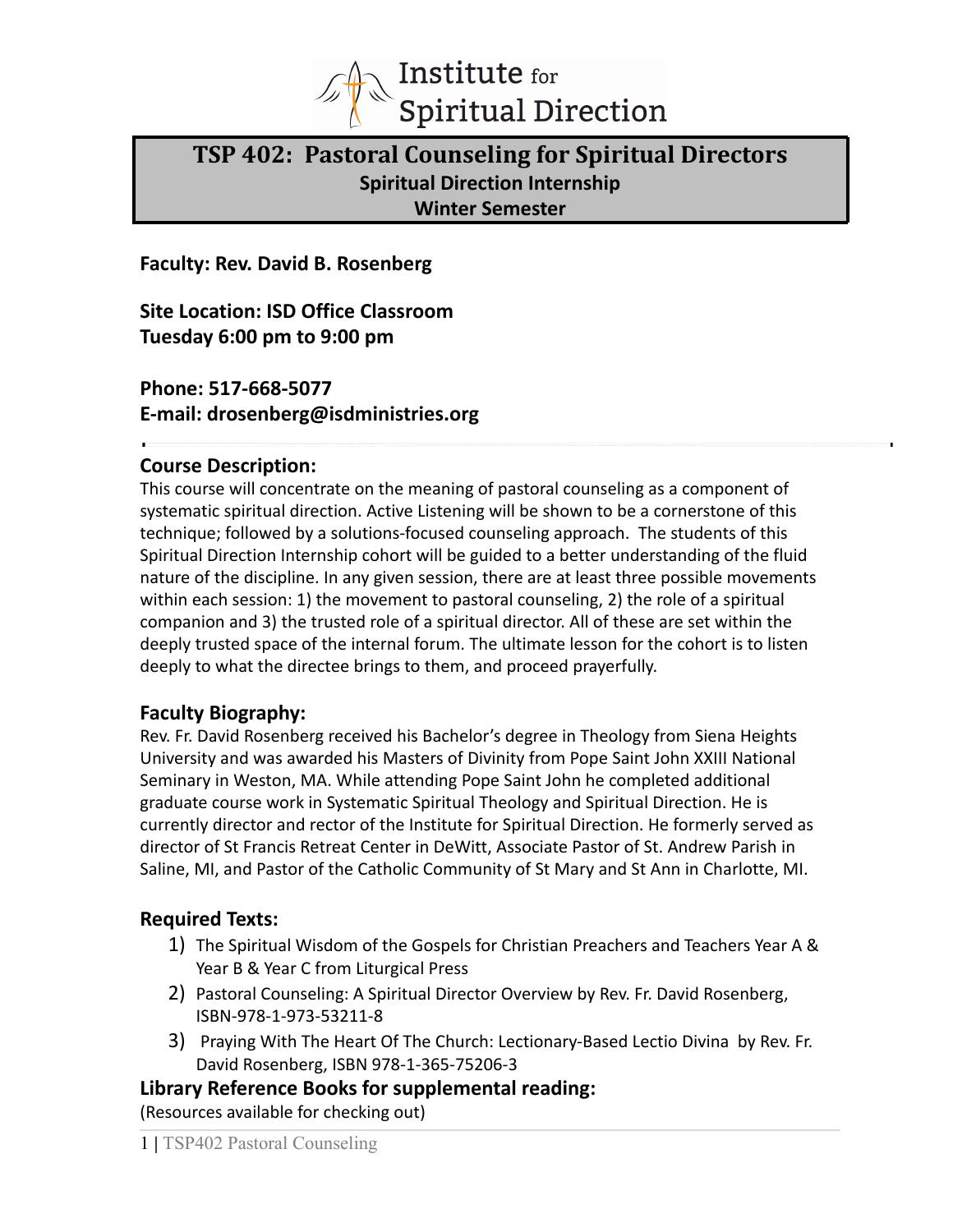Institute for Spiritual Direction

# TSP 402: Pastoral Counseling for Spiritual Directors

**Spiritual Direction Internship**
**Winter Semester**

**Faculty: Rev. David B. Rosenberg**

**Site Location: ISD Office Classroom**
**Tuesday 6:00 pm to 9:00 pm**

**Phone: 517-668-5077**
**E-mail: drosenberg@isdministries.org**

---

## Course Description:

This course will concentrate on the meaning of pastoral counseling as a component of systematic spiritual direction. Active Listening will be shown to be a cornerstone of this technique; followed by a solutions-focused counseling approach. The students of this Spiritual Direction Internship cohort will be guided to a better understanding of the fluid nature of the discipline. In any given session, there are at least three possible movements within each session: 1) the movement to pastoral counseling, 2) the role of a spiritual companion and 3) the trusted role of a spiritual director. All of these are set within the deeply trusted space of the internal forum. The ultimate lesson for the cohort is to listen deeply to what the directee brings to them, and proceed prayerfully.

## Faculty Biography:

Rev. Fr. David Rosenberg received his Bachelor's degree in Theology from Siena Heights University and was awarded his Masters of Divinity from Pope Saint John XXIII National Seminary in Weston, MA. While attending Pope Saint John he completed additional graduate course work in Systematic Spiritual Theology and Spiritual Direction. He is currently director and rector of the Institute for Spiritual Direction. He formerly served as director of St Francis Retreat Center in DeWitt, Associate Pastor of St. Andrew Parish in Saline, MI, and Pastor of the Catholic Community of St Mary and St Ann in Charlotte, MI.

## Required Texts:

1) The Spiritual Wisdom of the Gospels for Christian Preachers and Teachers Year A & Year B & Year C from Liturgical Press
2) Pastoral Counseling: A Spiritual Director Overview by Rev. Fr. David Rosenberg, ISBN-978-1-973-53211-8
3) Praying With The Heart Of The Church: Lectionary-Based Lectio Divina by Rev. Fr. David Rosenberg, ISBN 978-1-365-75206-3

## Library Reference Books for supplemental reading:

(Resources available for checking out)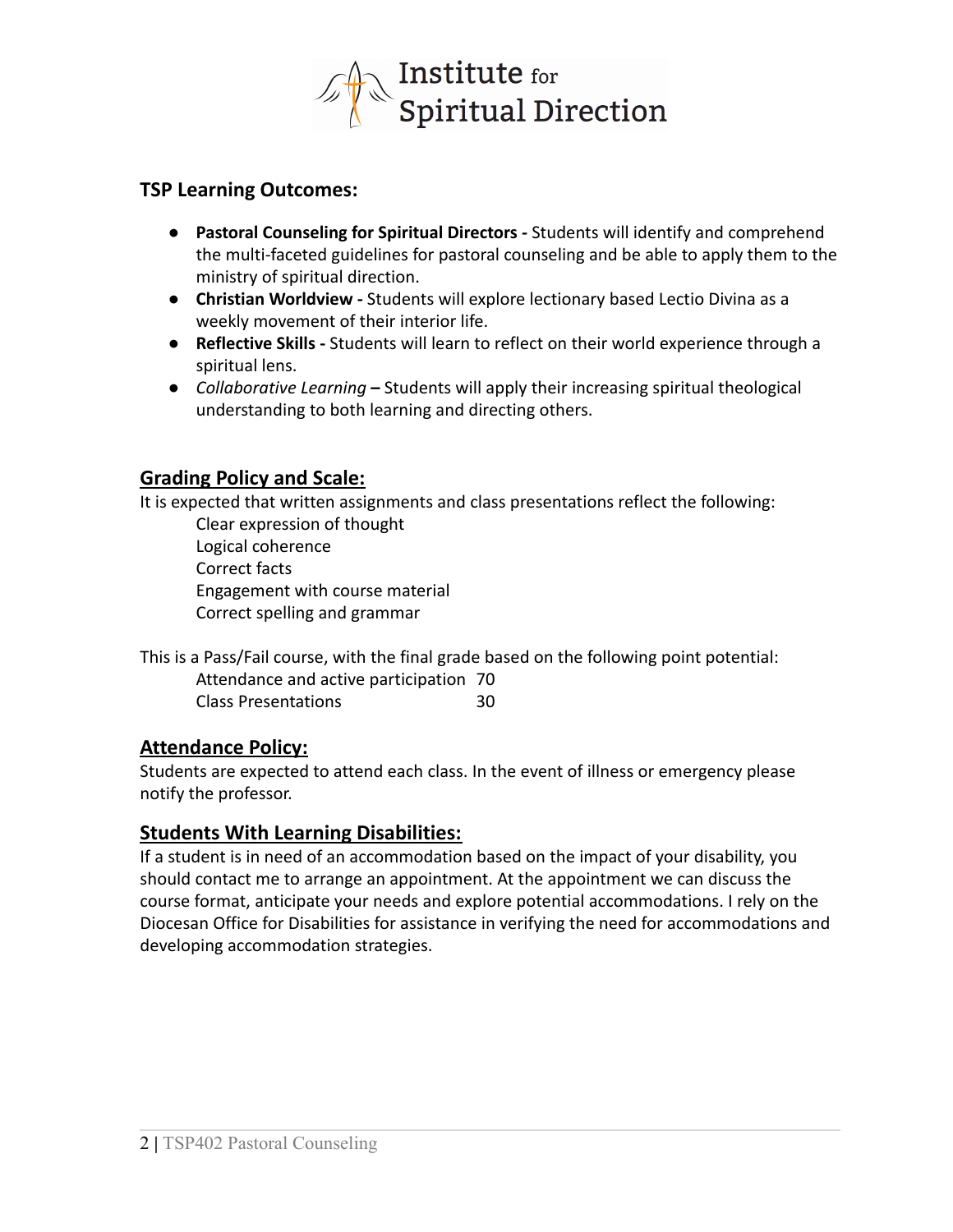## TSP Learning Outcomes:

- **Pastoral Counseling for Spiritual Directors -** Students will identify and comprehend the multi-faceted guidelines for pastoral counseling and be able to apply them to the ministry of spiritual direction.
- **Christian Worldview -** Students will explore lectionary based Lectio Divina as a weekly movement of their interior life.
- **Reflective Skills -** Students will learn to reflect on their world experience through a spiritual lens.
- *Collaborative Learning* **–** Students will apply their increasing spiritual theological understanding to both learning and directing others.

## Grading Policy and Scale:

It is expected that written assignments and class presentations reflect the following:

Clear expression of thought
Logical coherence
Correct facts
Engagement with course material
Correct spelling and grammar

This is a Pass/Fail course, with the final grade based on the following point potential:

| | |
|---|---|
| Attendance and active participation | 70 |
| Class Presentations | 30 |

## Attendance Policy:

Students are expected to attend each class. In the event of illness or emergency please notify the professor.

## Students With Learning Disabilities:

If a student is in need of an accommodation based on the impact of your disability, you should contact me to arrange an appointment. At the appointment we can discuss the course format, anticipate your needs and explore potential accommodations. I rely on the Diocesan Office for Disabilities for assistance in verifying the need for accommodations and developing accommodation strategies.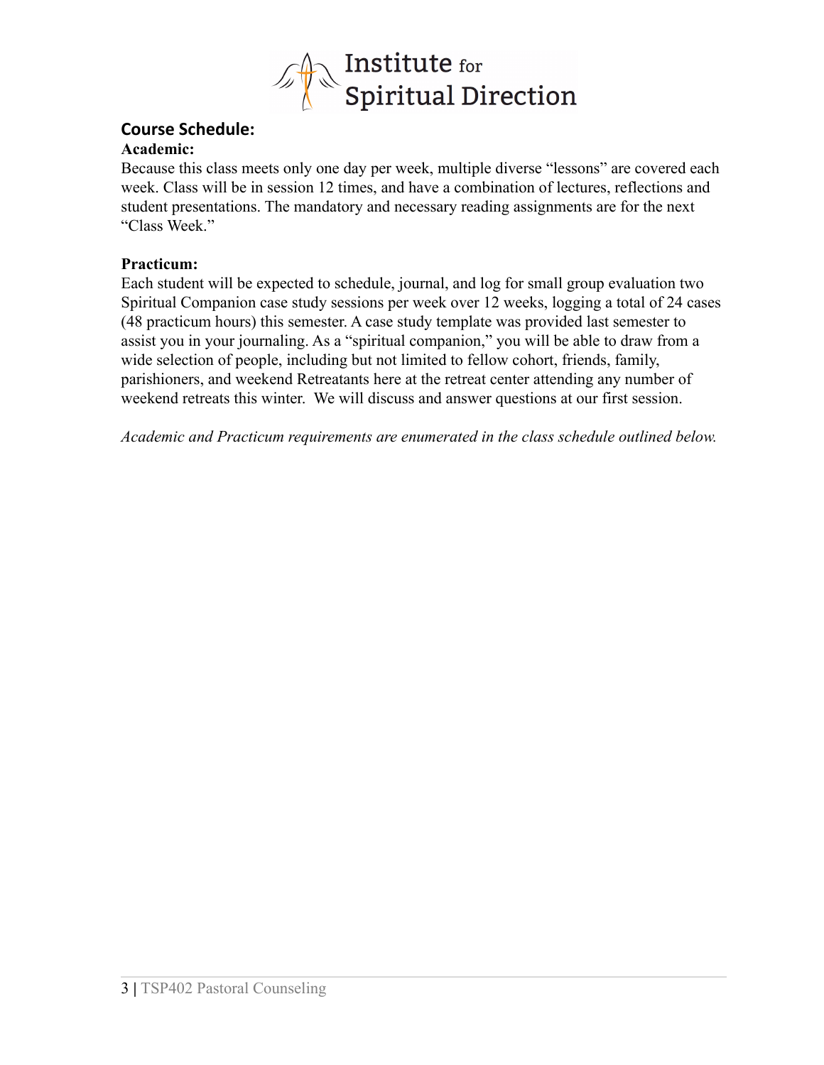## Course Schedule:

**Academic:**

Because this class meets only one day per week, multiple diverse "lessons" are covered each week. Class will be in session 12 times, and have a combination of lectures, reflections and student presentations. The mandatory and necessary reading assignments are for the next "Class Week."

**Practicum:**

Each student will be expected to schedule, journal, and log for small group evaluation two Spiritual Companion case study sessions per week over 12 weeks, logging a total of 24 cases (48 practicum hours) this semester. A case study template was provided last semester to assist you in your journaling. As a "spiritual companion," you will be able to draw from a wide selection of people, including but not limited to fellow cohort, friends, family, parishioners, and weekend Retreatants here at the retreat center attending any number of weekend retreats this winter. We will discuss and answer questions at our first session.

*Academic and Practicum requirements are enumerated in the class schedule outlined below.*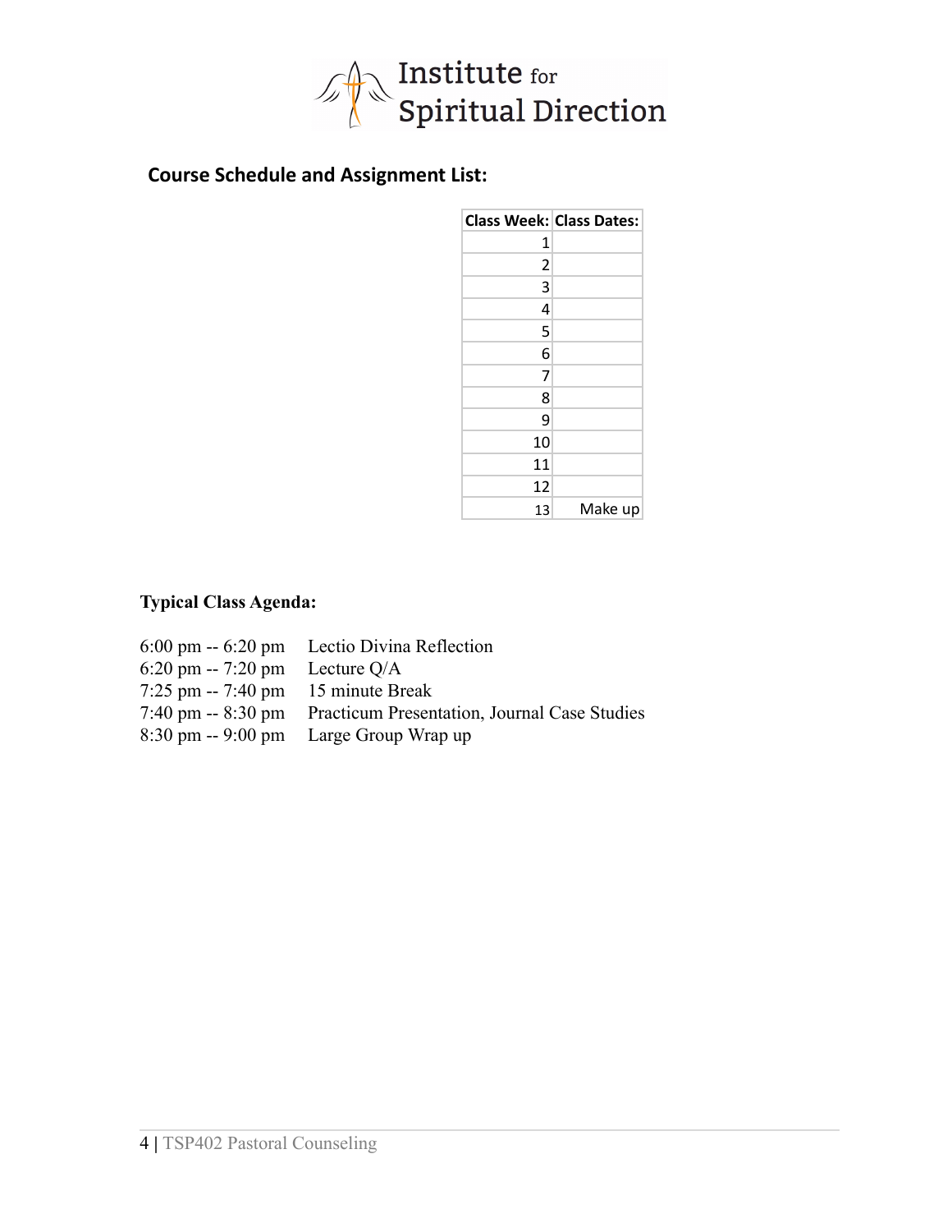## Course Schedule and Assignment List:

| Class Week: | Class Dates: |
|---|---|
| 1 | |
| 2 | |
| 3 | |
| 4 | |
| 5 | |
| 6 | |
| 7 | |
| 8 | |
| 9 | |
| 10 | |
| 11 | |
| 12 | |
| 13 | Make up |

**Typical Class Agenda:**

| | |
|---|---|
| 6:00 pm -- 6:20 pm | Lectio Divina Reflection |
| 6:20 pm -- 7:20 pm | Lecture Q/A |
| 7:25 pm -- 7:40 pm | 15 minute Break |
| 7:40 pm -- 8:30 pm | Practicum Presentation, Journal Case Studies |
| 8:30 pm -- 9:00 pm | Large Group Wrap up |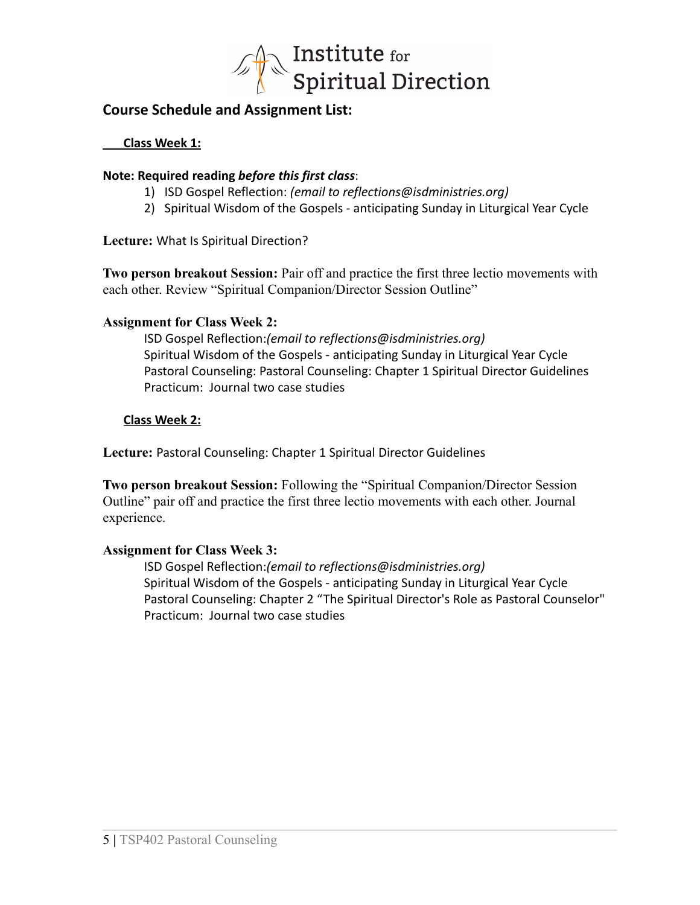Institute for Spiritual Direction

## Course Schedule and Assignment List:

### Class Week 1:

**Note: Required reading *before this first class*:**

1) ISD Gospel Reflection: *(email to reflections@isdministries.org)*
2) Spiritual Wisdom of the Gospels - anticipating Sunday in Liturgical Year Cycle

**Lecture:** What Is Spiritual Direction?

**Two person breakout Session:** Pair off and practice the first three lectio movements with each other. Review "Spiritual Companion/Director Session Outline"

**Assignment for Class Week 2:**

ISD Gospel Reflection:*(email to reflections@isdministries.org)*
Spiritual Wisdom of the Gospels - anticipating Sunday in Liturgical Year Cycle
Pastoral Counseling: Pastoral Counseling: Chapter 1 Spiritual Director Guidelines
Practicum: Journal two case studies

### Class Week 2:

**Lecture:** Pastoral Counseling: Chapter 1 Spiritual Director Guidelines

**Two person breakout Session:** Following the "Spiritual Companion/Director Session Outline" pair off and practice the first three lectio movements with each other. Journal experience.

**Assignment for Class Week 3:**

ISD Gospel Reflection:*(email to reflections@isdministries.org)*
Spiritual Wisdom of the Gospels - anticipating Sunday in Liturgical Year Cycle
Pastoral Counseling: Chapter 2 "The Spiritual Director's Role as Pastoral Counselor"
Practicum: Journal two case studies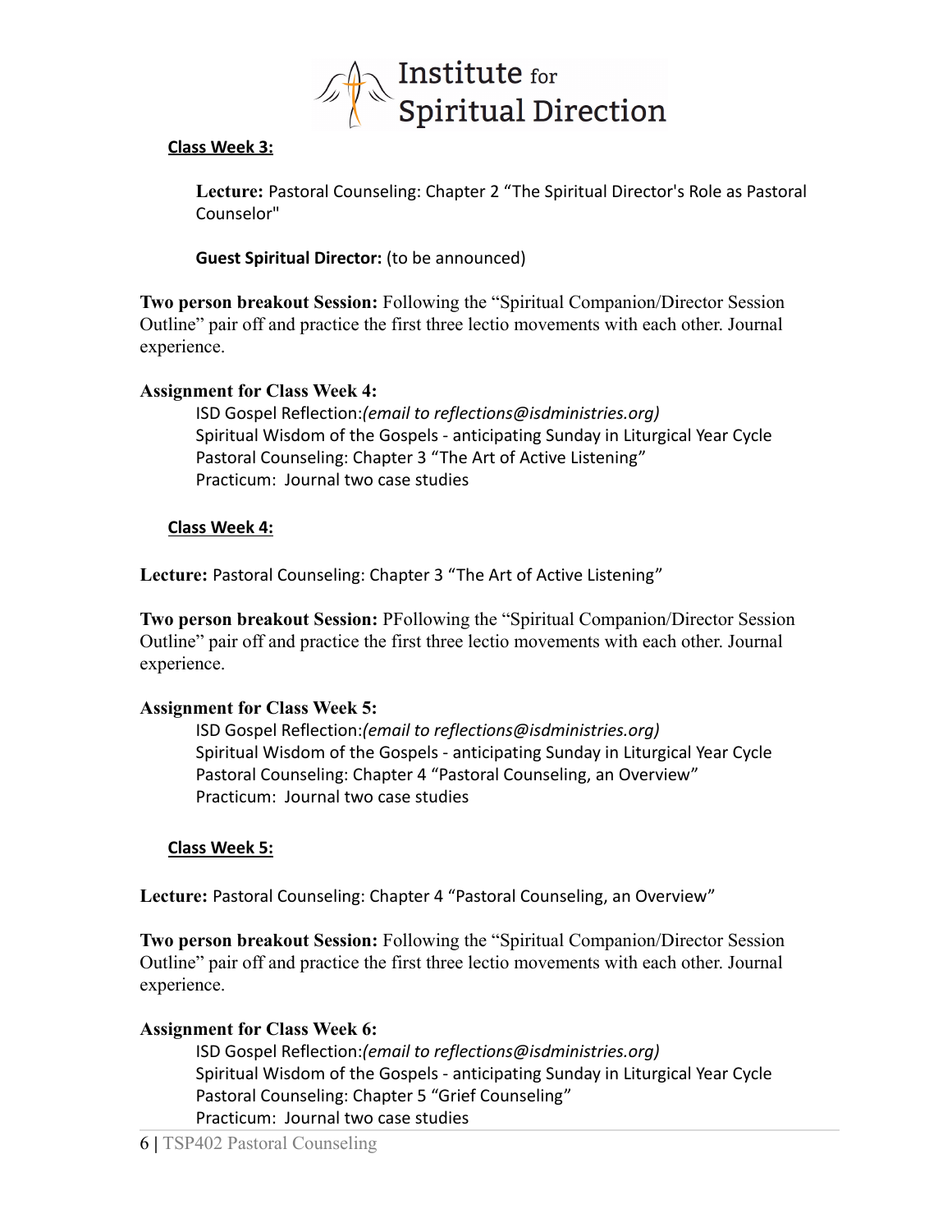**Class Week 3:**

**Lecture:** Pastoral Counseling: Chapter 2 “The Spiritual Director's Role as Pastoral Counselor"

**Guest Spiritual Director:** (to be announced)

**Two person breakout Session:** Following the “Spiritual Companion/Director Session Outline” pair off and practice the first three lectio movements with each other. Journal experience.

**Assignment for Class Week 4:**

ISD Gospel Reflection:*(email to reflections@isdministries.org)*
Spiritual Wisdom of the Gospels - anticipating Sunday in Liturgical Year Cycle
Pastoral Counseling: Chapter 3 “The Art of Active Listening”
Practicum: Journal two case studies

**Class Week 4:**

**Lecture:** Pastoral Counseling: Chapter 3 “The Art of Active Listening”

**Two person breakout Session:** PFollowing the “Spiritual Companion/Director Session Outline” pair off and practice the first three lectio movements with each other. Journal experience.

**Assignment for Class Week 5:**

ISD Gospel Reflection:*(email to reflections@isdministries.org)*
Spiritual Wisdom of the Gospels - anticipating Sunday in Liturgical Year Cycle
Pastoral Counseling: Chapter 4 “Pastoral Counseling, an Overview”
Practicum: Journal two case studies

**Class Week 5:**

**Lecture:** Pastoral Counseling: Chapter 4 “Pastoral Counseling, an Overview”

**Two person breakout Session:** Following the “Spiritual Companion/Director Session Outline” pair off and practice the first three lectio movements with each other. Journal experience.

**Assignment for Class Week 6:**

ISD Gospel Reflection:*(email to reflections@isdministries.org)*
Spiritual Wisdom of the Gospels - anticipating Sunday in Liturgical Year Cycle
Pastoral Counseling: Chapter 5 “Grief Counseling”
Practicum: Journal two case studies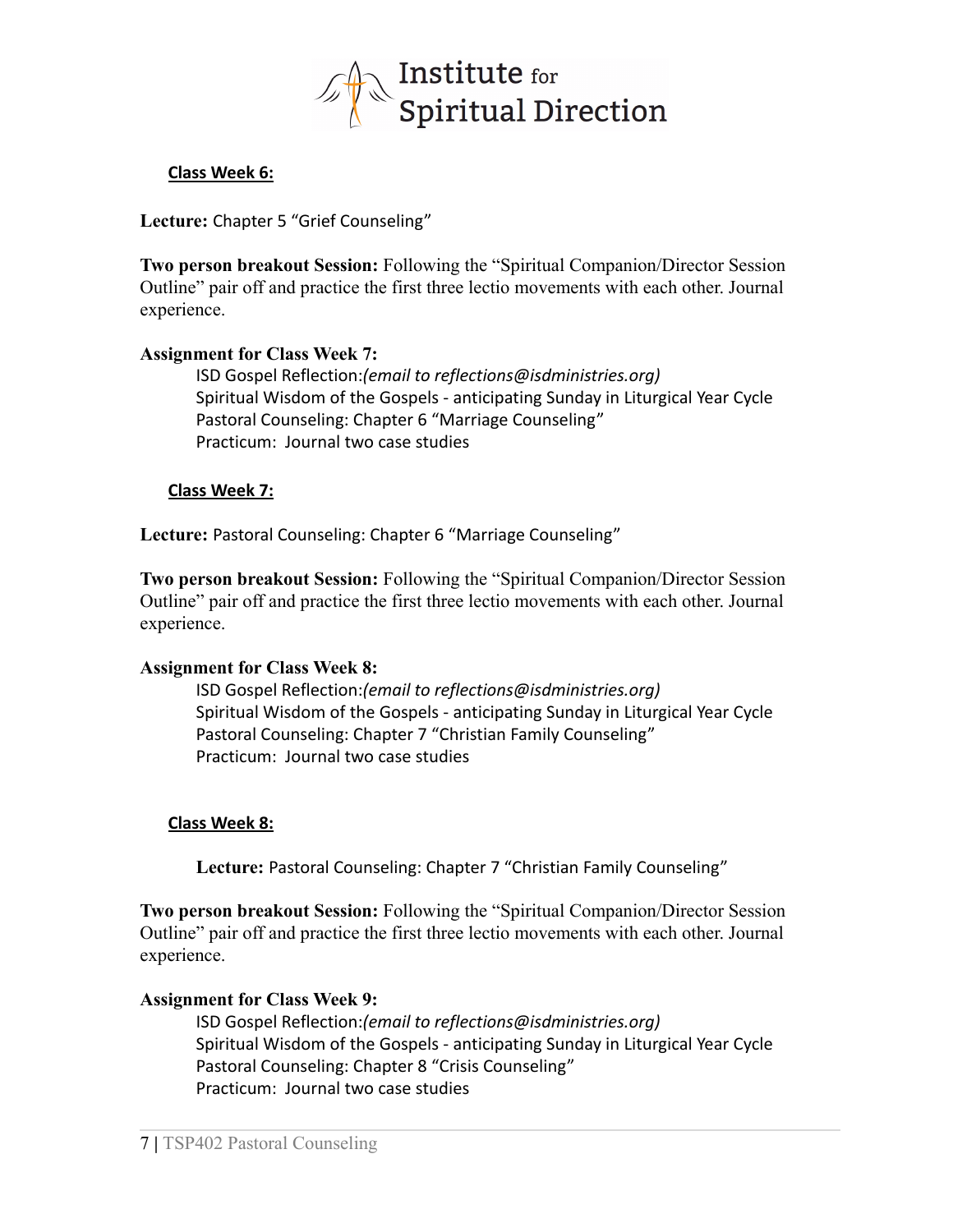### Class Week 6:

**Lecture:** Chapter 5 "Grief Counseling"

**Two person breakout Session:** Following the "Spiritual Companion/Director Session Outline" pair off and practice the first three lectio movements with each other. Journal experience.

**Assignment for Class Week 7:**

ISD Gospel Reflection:*(email to reflections@isdministries.org)*
Spiritual Wisdom of the Gospels - anticipating Sunday in Liturgical Year Cycle
Pastoral Counseling: Chapter 6 "Marriage Counseling"
Practicum: Journal two case studies

### Class Week 7:

**Lecture:** Pastoral Counseling: Chapter 6 "Marriage Counseling"

**Two person breakout Session:** Following the "Spiritual Companion/Director Session Outline" pair off and practice the first three lectio movements with each other. Journal experience.

**Assignment for Class Week 8:**

ISD Gospel Reflection:*(email to reflections@isdministries.org)*
Spiritual Wisdom of the Gospels - anticipating Sunday in Liturgical Year Cycle
Pastoral Counseling: Chapter 7 "Christian Family Counseling"
Practicum: Journal two case studies

### Class Week 8:

**Lecture:** Pastoral Counseling: Chapter 7 "Christian Family Counseling"

**Two person breakout Session:** Following the "Spiritual Companion/Director Session Outline" pair off and practice the first three lectio movements with each other. Journal experience.

**Assignment for Class Week 9:**

ISD Gospel Reflection:*(email to reflections@isdministries.org)*
Spiritual Wisdom of the Gospels - anticipating Sunday in Liturgical Year Cycle
Pastoral Counseling: Chapter 8 "Crisis Counseling"
Practicum: Journal two case studies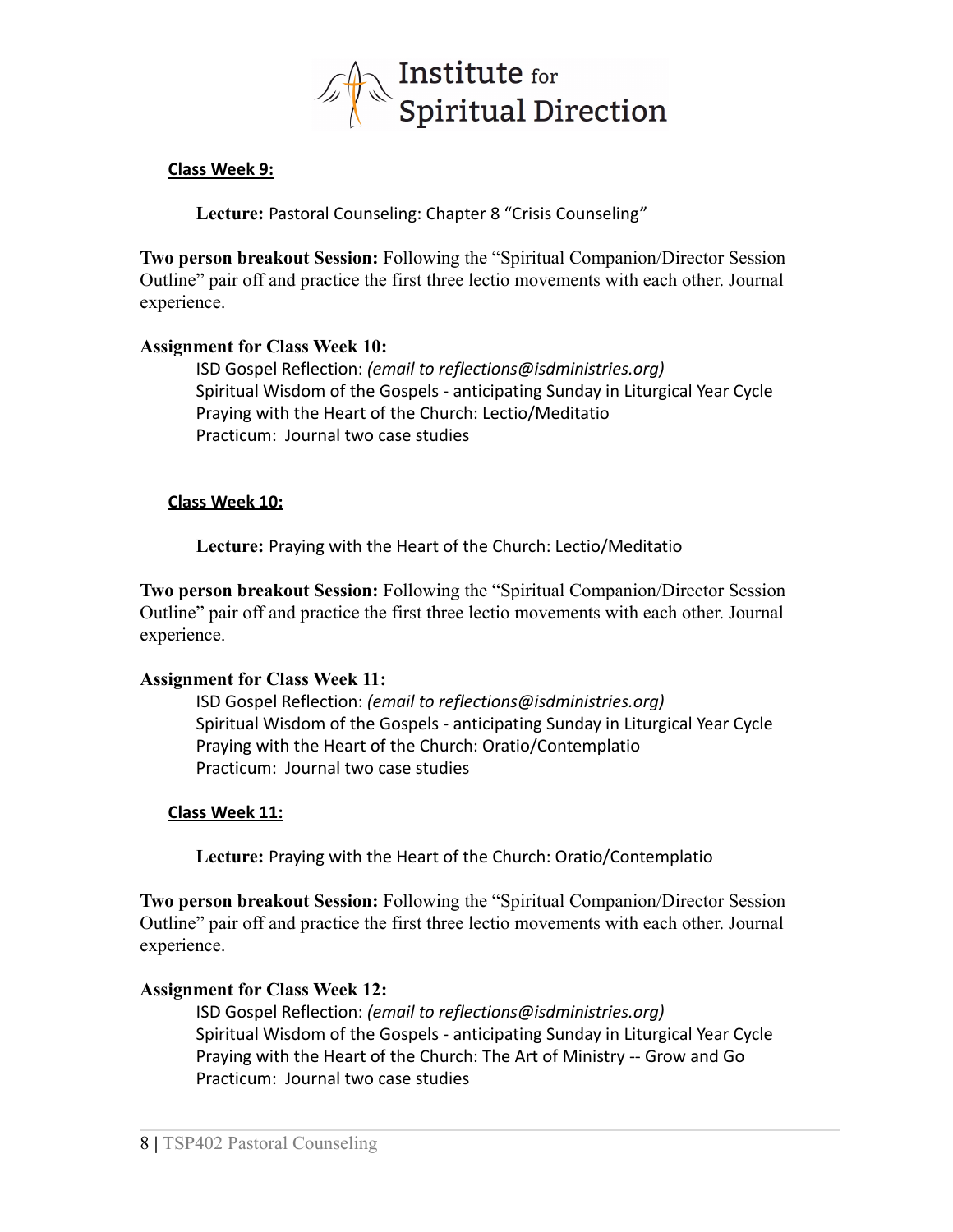**Class Week 9:**

**Lecture:** Pastoral Counseling: Chapter 8 "Crisis Counseling"

**Two person breakout Session:** Following the "Spiritual Companion/Director Session Outline" pair off and practice the first three lectio movements with each other. Journal experience.

**Assignment for Class Week 10:**

ISD Gospel Reflection: *(email to reflections@isdministries.org)*
Spiritual Wisdom of the Gospels - anticipating Sunday in Liturgical Year Cycle
Praying with the Heart of the Church: Lectio/Meditatio
Practicum: Journal two case studies

**Class Week 10:**

**Lecture:** Praying with the Heart of the Church: Lectio/Meditatio

**Two person breakout Session:** Following the "Spiritual Companion/Director Session Outline" pair off and practice the first three lectio movements with each other. Journal experience.

**Assignment for Class Week 11:**

ISD Gospel Reflection: *(email to reflections@isdministries.org)*
Spiritual Wisdom of the Gospels - anticipating Sunday in Liturgical Year Cycle
Praying with the Heart of the Church: Oratio/Contemplatio
Practicum: Journal two case studies

**Class Week 11:**

**Lecture:** Praying with the Heart of the Church: Oratio/Contemplatio

**Two person breakout Session:** Following the "Spiritual Companion/Director Session Outline" pair off and practice the first three lectio movements with each other. Journal experience.

**Assignment for Class Week 12:**

ISD Gospel Reflection: *(email to reflections@isdministries.org)*
Spiritual Wisdom of the Gospels - anticipating Sunday in Liturgical Year Cycle
Praying with the Heart of the Church: The Art of Ministry -- Grow and Go
Practicum: Journal two case studies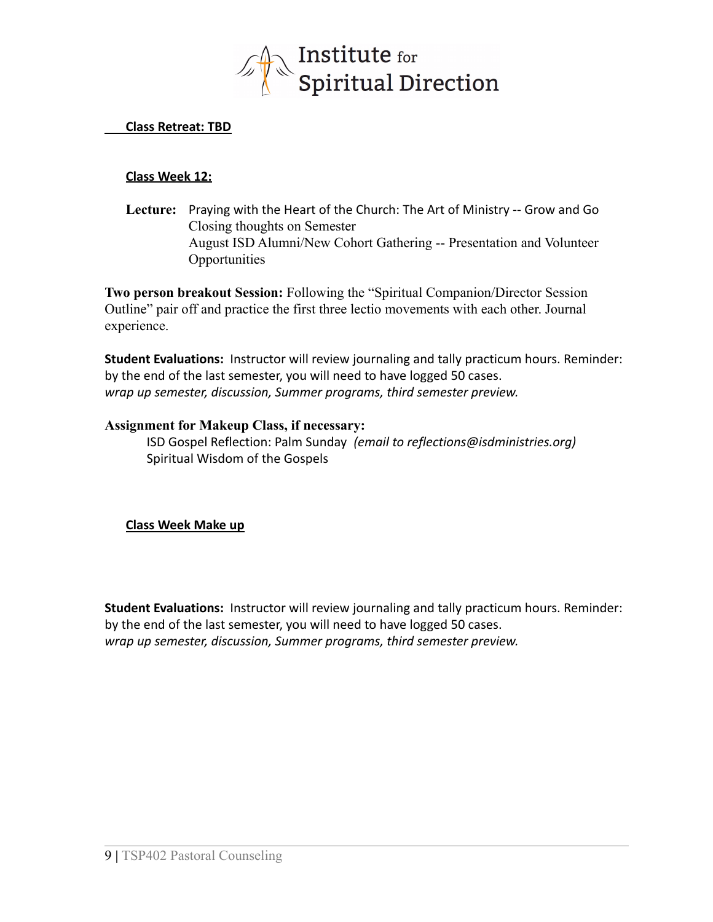**Class Retreat: TBD**

**Class Week 12:**

**Lecture:** Praying with the Heart of the Church: The Art of Ministry -- Grow and Go
Closing thoughts on Semester
August ISD Alumni/New Cohort Gathering -- Presentation and Volunteer Opportunities

**Two person breakout Session:** Following the "Spiritual Companion/Director Session Outline" pair off and practice the first three lectio movements with each other. Journal experience.

**Student Evaluations:** Instructor will review journaling and tally practicum hours. Reminder: by the end of the last semester, you will need to have logged 50 cases.
*wrap up semester, discussion, Summer programs, third semester preview.*

**Assignment for Makeup Class, if necessary:**

ISD Gospel Reflection: Palm Sunday *(email to reflections@isdministries.org)*
Spiritual Wisdom of the Gospels

**Class Week Make up**

**Student Evaluations:** Instructor will review journaling and tally practicum hours. Reminder: by the end of the last semester, you will need to have logged 50 cases.
*wrap up semester, discussion, Summer programs, third semester preview.*